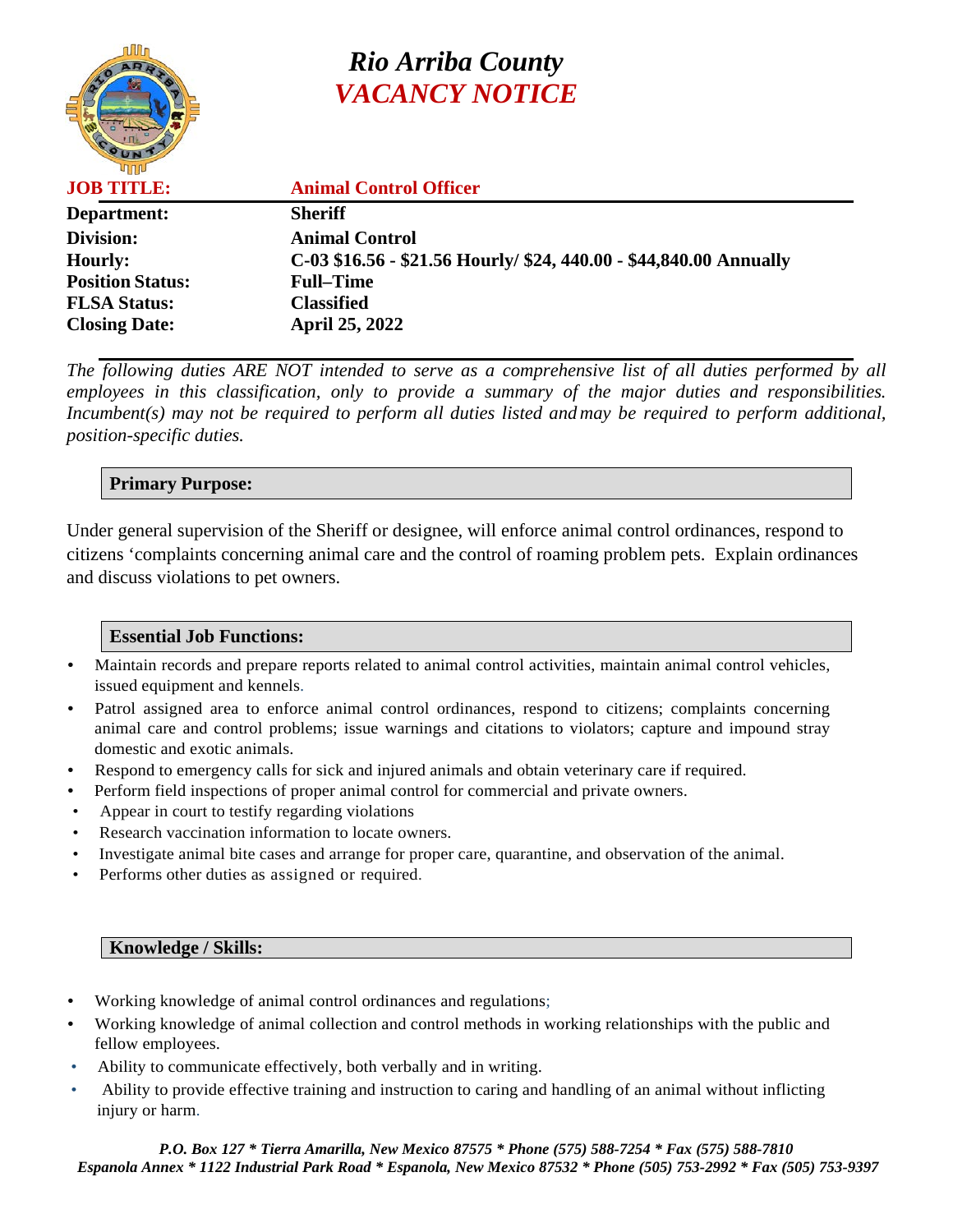# Rio Arriba County

## *VACANCY NOTICE*

| | |
|---|---|
| **JOB TITLE:** | **Animal Control Officer** |
| **Department:** | **Sheriff** |
| **Division:** | **Animal Control** |
| **Hourly:** | **C-03 $16.56 - $21.56 Hourly/ $24, 440.00 - $44,840.00 Annually** |
| **Position Status:** | **Full–Time** |
| **FLSA Status:** | **Classified** |
| **Closing Date:** | **April 25, 2022** |

*The following duties ARE NOT intended to serve as a comprehensive list of all duties performed by all employees in this classification, only to provide a summary of the major duties and responsibilities. Incumbent(s) may not be required to perform all duties listed and may be required to perform additional, position-specific duties.*

### Primary Purpose:

Under general supervision of the Sheriff or designee, will enforce animal control ordinances, respond to citizens 'complaints concerning animal care and the control of roaming problem pets. Explain ordinances and discuss violations to pet owners.

### Essential Job Functions:

- Maintain records and prepare reports related to animal control activities, maintain animal control vehicles, issued equipment and kennels.
- Patrol assigned area to enforce animal control ordinances, respond to citizens; complaints concerning animal care and control problems; issue warnings and citations to violators; capture and impound stray domestic and exotic animals.
- Respond to emergency calls for sick and injured animals and obtain veterinary care if required.
- Perform field inspections of proper animal control for commercial and private owners.
- Appear in court to testify regarding violations
- Research vaccination information to locate owners.
- Investigate animal bite cases and arrange for proper care, quarantine, and observation of the animal.
- Performs other duties as assigned or required.

### Knowledge / Skills:

- Working knowledge of animal control ordinances and regulations;
- Working knowledge of animal collection and control methods in working relationships with the public and fellow employees.
- Ability to communicate effectively, both verbally and in writing.
- Ability to provide effective training and instruction to caring and handling of an animal without inflicting injury or harm.

*P.O. Box 127 * Tierra Amarilla, New Mexico 87575 * Phone (575) 588-7254 * Fax (575) 588-7810*
*Espanola Annex * 1122 Industrial Park Road * Espanola, New Mexico 87532 * Phone (505) 753-2992 * Fax (505) 753-9397*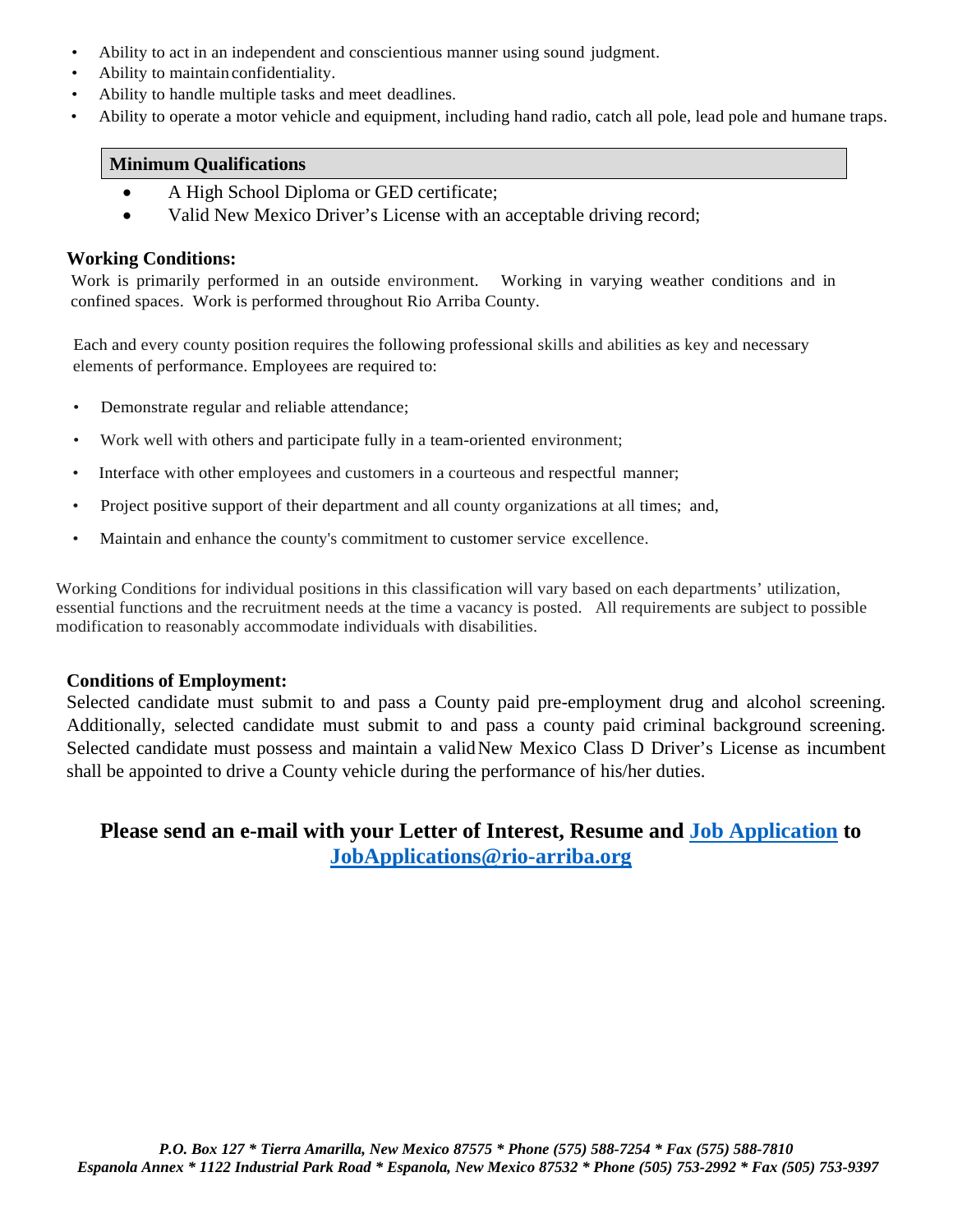- Ability to act in an independent and conscientious manner using sound judgment.
- Ability to maintain confidentiality.
- Ability to handle multiple tasks and meet deadlines.
- Ability to operate a motor vehicle and equipment, including hand radio, catch all pole, lead pole and humane traps.

**Minimum Qualifications**

- A High School Diploma or GED certificate;
- Valid New Mexico Driver's License with an acceptable driving record;

**Working Conditions:**

Work is primarily performed in an outside environment. Working in varying weather conditions and in confined spaces. Work is performed throughout Rio Arriba County.

Each and every county position requires the following professional skills and abilities as key and necessary elements of performance. Employees are required to:

- Demonstrate regular and reliable attendance;
- Work well with others and participate fully in a team-oriented environment;
- Interface with other employees and customers in a courteous and respectful manner;
- Project positive support of their department and all county organizations at all times; and,
- Maintain and enhance the county's commitment to customer service excellence.

Working Conditions for individual positions in this classification will vary based on each departments' utilization, essential functions and the recruitment needs at the time a vacancy is posted. All requirements are subject to possible modification to reasonably accommodate individuals with disabilities.

**Conditions of Employment:**

Selected candidate must submit to and pass a County paid pre-employment drug and alcohol screening. Additionally, selected candidate must submit to and pass a county paid criminal background screening. Selected candidate must possess and maintain a valid New Mexico Class D Driver's License as incumbent shall be appointed to drive a County vehicle during the performance of his/her duties.

**Please send an e-mail with your Letter of Interest, Resume and Job Application to JobApplications@rio-arriba.org**

*P.O. Box 127 * Tierra Amarilla, New Mexico 87575 * Phone (575) 588-7254 * Fax (575) 588-7810*
*Espanola Annex * 1122 Industrial Park Road * Espanola, New Mexico 87532 * Phone (505) 753-2992 * Fax (505) 753-9397*